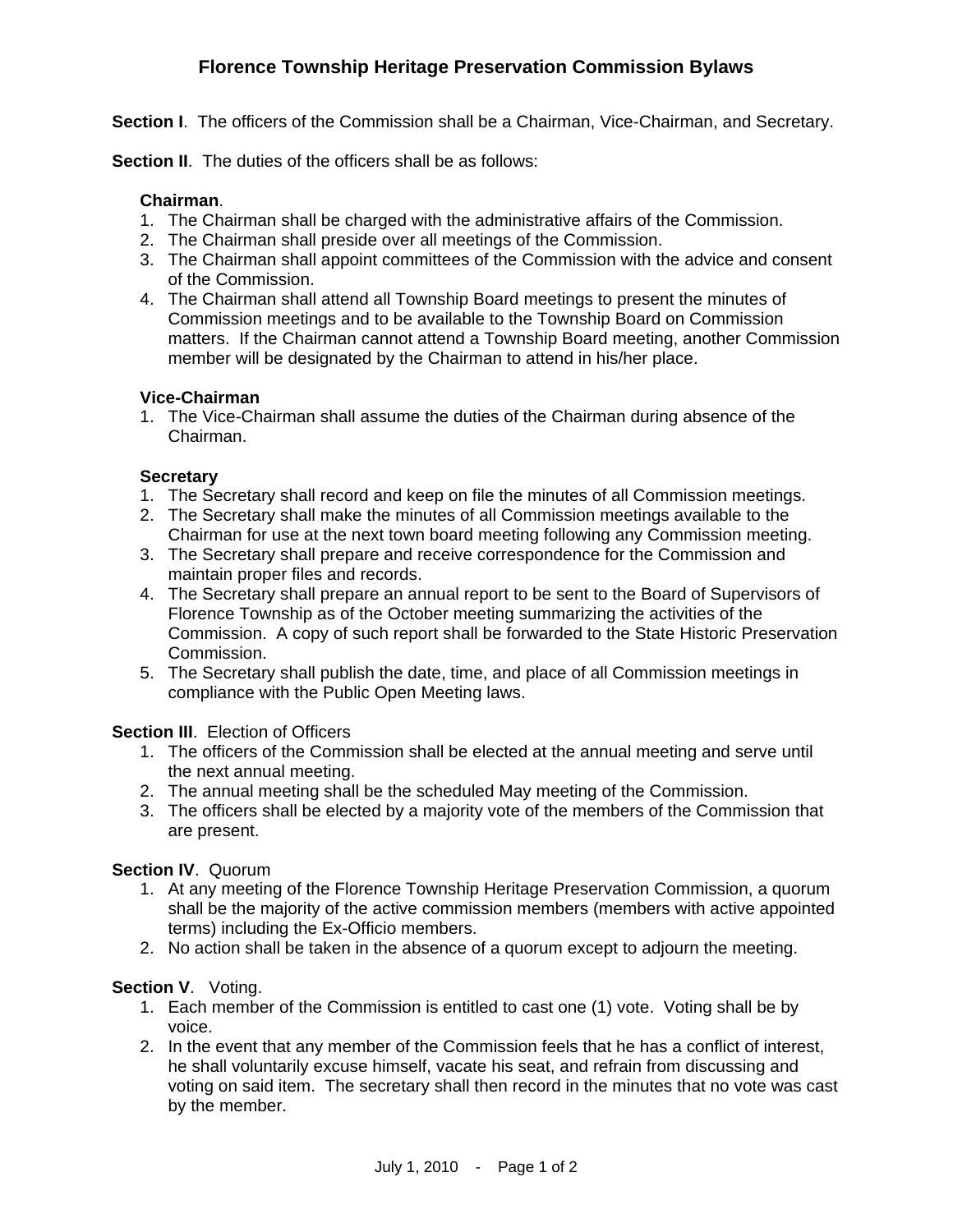# Florence Township Heritage Preservation Commission Bylaws

**Section I**. The officers of the Commission shall be a Chairman, Vice-Chairman, and Secretary.

**Section II**. The duties of the officers shall be as follows:

**Chairman**.

1. The Chairman shall be charged with the administrative affairs of the Commission.
2. The Chairman shall preside over all meetings of the Commission.
3. The Chairman shall appoint committees of the Commission with the advice and consent of the Commission.
4. The Chairman shall attend all Township Board meetings to present the minutes of Commission meetings and to be available to the Township Board on Commission matters. If the Chairman cannot attend a Township Board meeting, another Commission member will be designated by the Chairman to attend in his/her place.

**Vice-Chairman**

1. The Vice-Chairman shall assume the duties of the Chairman during absence of the Chairman.

**Secretary**

1. The Secretary shall record and keep on file the minutes of all Commission meetings.
2. The Secretary shall make the minutes of all Commission meetings available to the Chairman for use at the next town board meeting following any Commission meeting.
3. The Secretary shall prepare and receive correspondence for the Commission and maintain proper files and records.
4. The Secretary shall prepare an annual report to be sent to the Board of Supervisors of Florence Township as of the October meeting summarizing the activities of the Commission. A copy of such report shall be forwarded to the State Historic Preservation Commission.
5. The Secretary shall publish the date, time, and place of all Commission meetings in compliance with the Public Open Meeting laws.

**Section III**. Election of Officers

1. The officers of the Commission shall be elected at the annual meeting and serve until the next annual meeting.
2. The annual meeting shall be the scheduled May meeting of the Commission.
3. The officers shall be elected by a majority vote of the members of the Commission that are present.

**Section IV**. Quorum

1. At any meeting of the Florence Township Heritage Preservation Commission, a quorum shall be the majority of the active commission members (members with active appointed terms) including the Ex-Officio members.
2. No action shall be taken in the absence of a quorum except to adjourn the meeting.

**Section V**. Voting.

1. Each member of the Commission is entitled to cast one (1) vote. Voting shall be by voice.
2. In the event that any member of the Commission feels that he has a conflict of interest, he shall voluntarily excuse himself, vacate his seat, and refrain from discussing and voting on said item. The secretary shall then record in the minutes that no vote was cast by the member.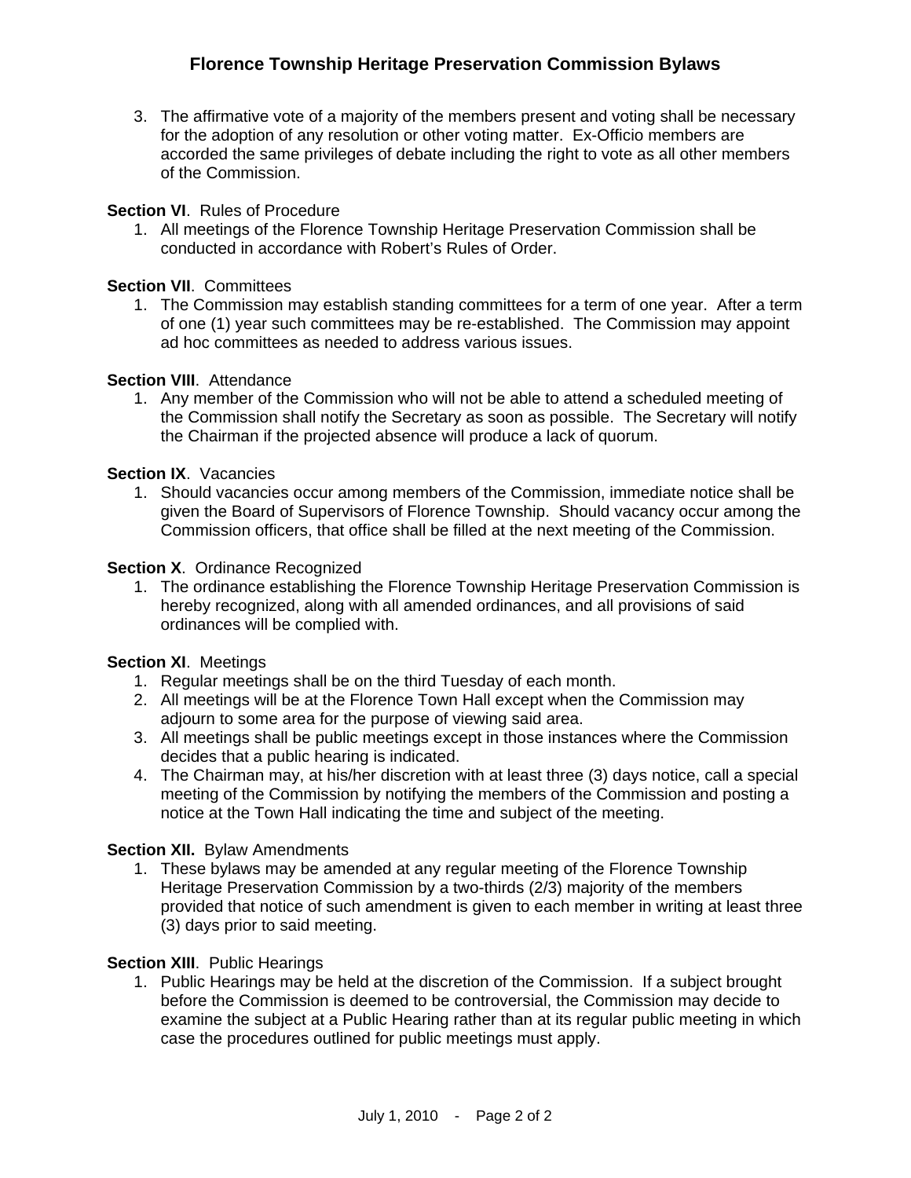3. The affirmative vote of a majority of the members present and voting shall be necessary for the adoption of any resolution or other voting matter. Ex-Officio members are accorded the same privileges of debate including the right to vote as all other members of the Commission.

**Section VI**. Rules of Procedure

1. All meetings of the Florence Township Heritage Preservation Commission shall be conducted in accordance with Robert's Rules of Order.

**Section VII**. Committees

1. The Commission may establish standing committees for a term of one year. After a term of one (1) year such committees may be re-established. The Commission may appoint ad hoc committees as needed to address various issues.

**Section VIII**. Attendance

1. Any member of the Commission who will not be able to attend a scheduled meeting of the Commission shall notify the Secretary as soon as possible. The Secretary will notify the Chairman if the projected absence will produce a lack of quorum.

**Section IX**. Vacancies

1. Should vacancies occur among members of the Commission, immediate notice shall be given the Board of Supervisors of Florence Township. Should vacancy occur among the Commission officers, that office shall be filled at the next meeting of the Commission.

**Section X**. Ordinance Recognized

1. The ordinance establishing the Florence Township Heritage Preservation Commission is hereby recognized, along with all amended ordinances, and all provisions of said ordinances will be complied with.

**Section XI**. Meetings

1. Regular meetings shall be on the third Tuesday of each month.
2. All meetings will be at the Florence Town Hall except when the Commission may adjourn to some area for the purpose of viewing said area.
3. All meetings shall be public meetings except in those instances where the Commission decides that a public hearing is indicated.
4. The Chairman may, at his/her discretion with at least three (3) days notice, call a special meeting of the Commission by notifying the members of the Commission and posting a notice at the Town Hall indicating the time and subject of the meeting.

**Section XII.** Bylaw Amendments

1. These bylaws may be amended at any regular meeting of the Florence Township Heritage Preservation Commission by a two-thirds (2/3) majority of the members provided that notice of such amendment is given to each member in writing at least three (3) days prior to said meeting.

**Section XIII**. Public Hearings

1. Public Hearings may be held at the discretion of the Commission. If a subject brought before the Commission is deemed to be controversial, the Commission may decide to examine the subject at a Public Hearing rather than at its regular public meeting in which case the procedures outlined for public meetings must apply.